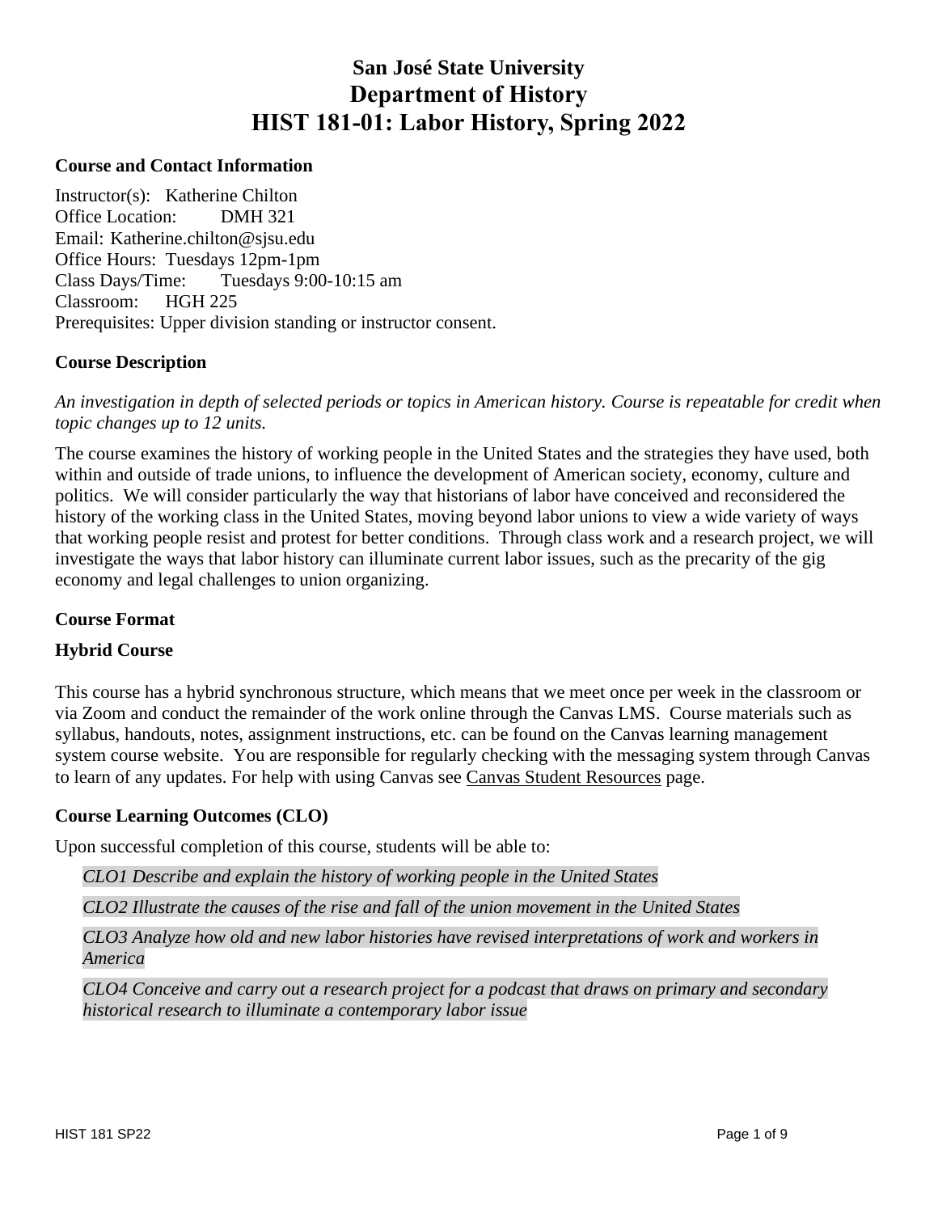# San José State University
# Department of History
# HIST 181-01: Labor History, Spring 2022

### Course and Contact Information

Instructor(s): Katherine Chilton
Office Location: DMH 321
Email: Katherine.chilton@sjsu.edu
Office Hours: Tuesdays 12pm-1pm
Class Days/Time: Tuesdays 9:00-10:15 am
Classroom: HGH 225
Prerequisites: Upper division standing or instructor consent.

### Course Description

*An investigation in depth of selected periods or topics in American history. Course is repeatable for credit when topic changes up to 12 units.*

The course examines the history of working people in the United States and the strategies they have used, both within and outside of trade unions, to influence the development of American society, economy, culture and politics. We will consider particularly the way that historians of labor have conceived and reconsidered the history of the working class in the United States, moving beyond labor unions to view a wide variety of ways that working people resist and protest for better conditions. Through class work and a research project, we will investigate the ways that labor history can illuminate current labor issues, such as the precarity of the gig economy and legal challenges to union organizing.

### Course Format

### Hybrid Course

This course has a hybrid synchronous structure, which means that we meet once per week in the classroom or via Zoom and conduct the remainder of the work online through the Canvas LMS. Course materials such as syllabus, handouts, notes, assignment instructions, etc. can be found on the Canvas learning management system course website. You are responsible for regularly checking with the messaging system through Canvas to learn of any updates. For help with using Canvas see Canvas Student Resources page.

### Course Learning Outcomes (CLO)

Upon successful completion of this course, students will be able to:

*CLO1 Describe and explain the history of working people in the United States*

*CLO2 Illustrate the causes of the rise and fall of the union movement in the United States*

*CLO3 Analyze how old and new labor histories have revised interpretations of work and workers in America*

*CLO4 Conceive and carry out a research project for a podcast that draws on primary and secondary historical research to illuminate a contemporary labor issue*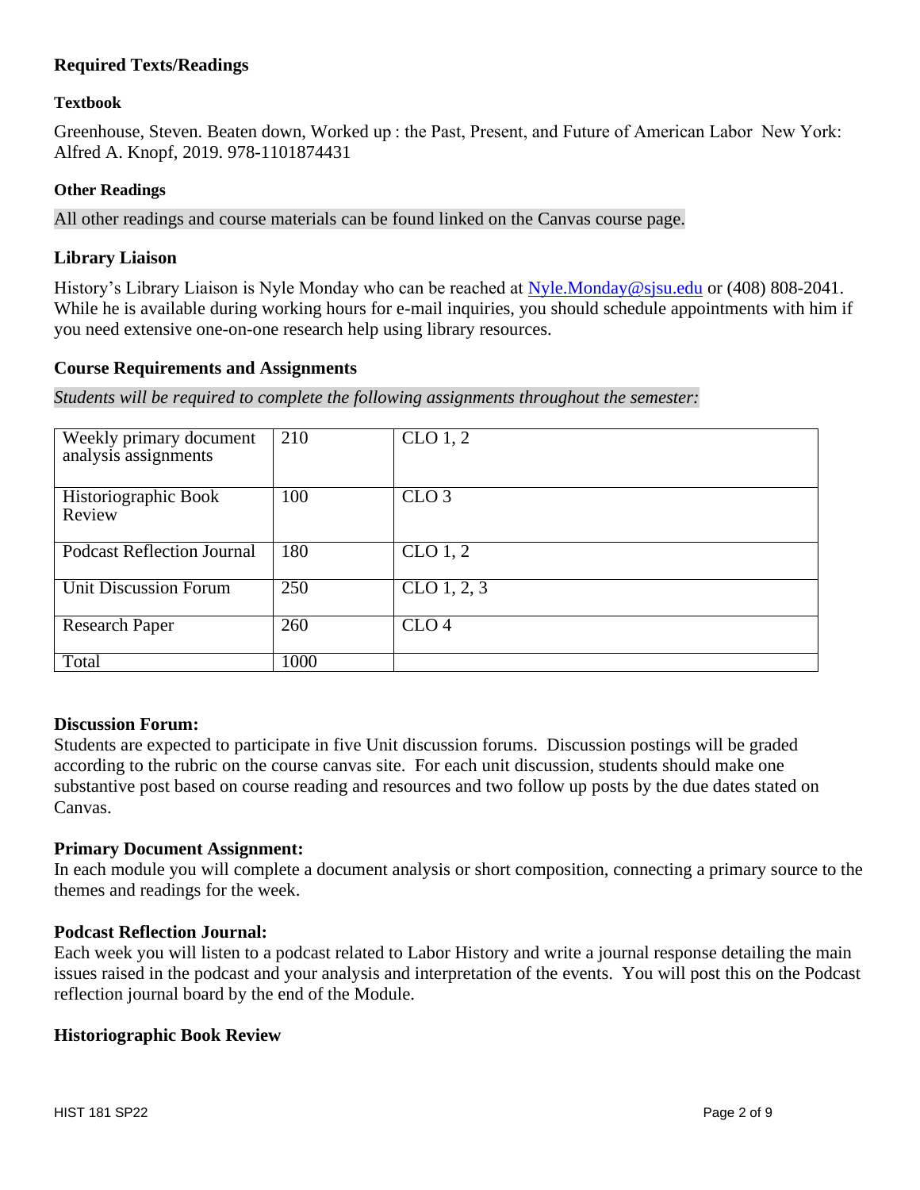## Required Texts/Readings

### Textbook

Greenhouse, Steven. Beaten down, Worked up : the Past, Present, and Future of American Labor New York: Alfred A. Knopf, 2019. 978-1101874431

### Other Readings

All other readings and course materials can be found linked on the Canvas course page.

## Library Liaison

History's Library Liaison is Nyle Monday who can be reached at Nyle.Monday@sjsu.edu or (408) 808-2041. While he is available during working hours for e-mail inquiries, you should schedule appointments with him if you need extensive one-on-one research help using library resources.

## Course Requirements and Assignments

*Students will be required to complete the following assignments throughout the semester:*

| | | |
|---|---|---|
| Weekly primary document analysis assignments | 210 | CLO 1, 2 |
| Historiographic Book Review | 100 | CLO 3 |
| Podcast Reflection Journal | 180 | CLO 1, 2 |
| Unit Discussion Forum | 250 | CLO 1, 2, 3 |
| Research Paper | 260 | CLO 4 |
| Total | 1000 | |

**Discussion Forum:**
Students are expected to participate in five Unit discussion forums. Discussion postings will be graded according to the rubric on the course canvas site. For each unit discussion, students should make one substantive post based on course reading and resources and two follow up posts by the due dates stated on Canvas.

**Primary Document Assignment:**
In each module you will complete a document analysis or short composition, connecting a primary source to the themes and readings for the week.

**Podcast Reflection Journal:**
Each week you will listen to a podcast related to Labor History and write a journal response detailing the main issues raised in the podcast and your analysis and interpretation of the events. You will post this on the Podcast reflection journal board by the end of the Module.

**Historiographic Book Review**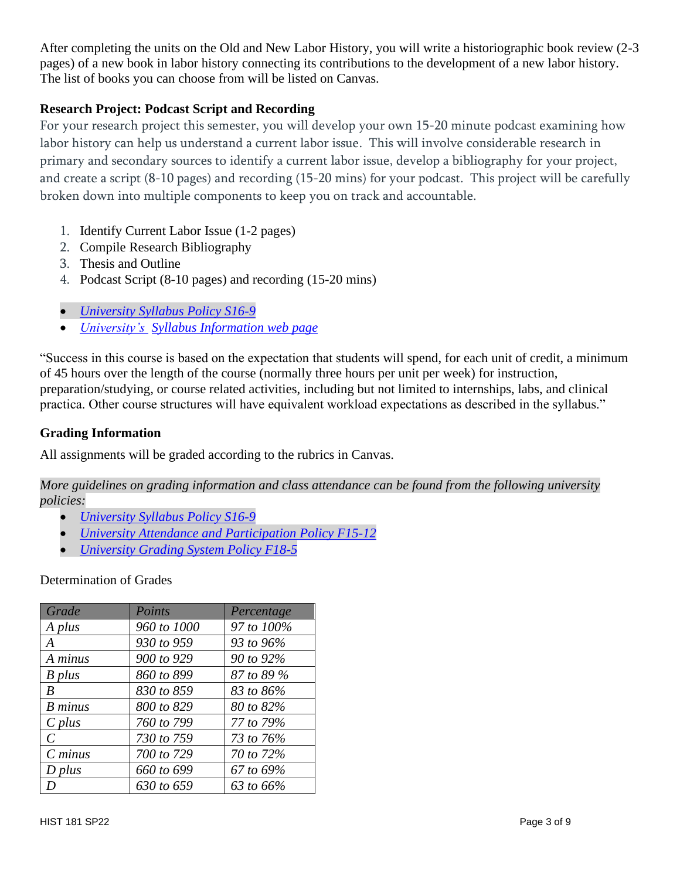After completing the units on the Old and New Labor History, you will write a historiographic book review (2-3 pages) of a new book in labor history connecting its contributions to the development of a new labor history. The list of books you can choose from will be listed on Canvas.

### Research Project: Podcast Script and Recording

For your research project this semester, you will develop your own 15-20 minute podcast examining how labor history can help us understand a current labor issue. This will involve considerable research in primary and secondary sources to identify a current labor issue, develop a bibliography for your project, and create a script (8-10 pages) and recording (15-20 mins) for your podcast. This project will be carefully broken down into multiple components to keep you on track and accountable.

1. Identify Current Labor Issue (1-2 pages)
2. Compile Research Bibliography
3. Thesis and Outline
4. Podcast Script (8-10 pages) and recording (15-20 mins)

- *University Syllabus Policy S16-9*
- *University's Syllabus Information web page*

"Success in this course is based on the expectation that students will spend, for each unit of credit, a minimum of 45 hours over the length of the course (normally three hours per unit per week) for instruction, preparation/studying, or course related activities, including but not limited to internships, labs, and clinical practica. Other course structures will have equivalent workload expectations as described in the syllabus."

### Grading Information

All assignments will be graded according to the rubrics in Canvas.

*More guidelines on grading information and class attendance can be found from the following university policies:*

- *University Syllabus Policy S16-9*
- *University Attendance and Participation Policy F15-12*
- *University Grading System Policy F18-5*

Determination of Grades

| Grade | Points | Percentage |
|---|---|---|
| A plus | 960 to 1000 | 97 to 100% |
| A | 930 to 959 | 93 to 96% |
| A minus | 900 to 929 | 90 to 92% |
| B plus | 860 to 899 | 87 to 89 % |
| B | 830 to 859 | 83 to 86% |
| B minus | 800 to 829 | 80 to 82% |
| C plus | 760 to 799 | 77 to 79% |
| C | 730 to 759 | 73 to 76% |
| C minus | 700 to 729 | 70 to 72% |
| D plus | 660 to 699 | 67 to 69% |
| D | 630 to 659 | 63 to 66% |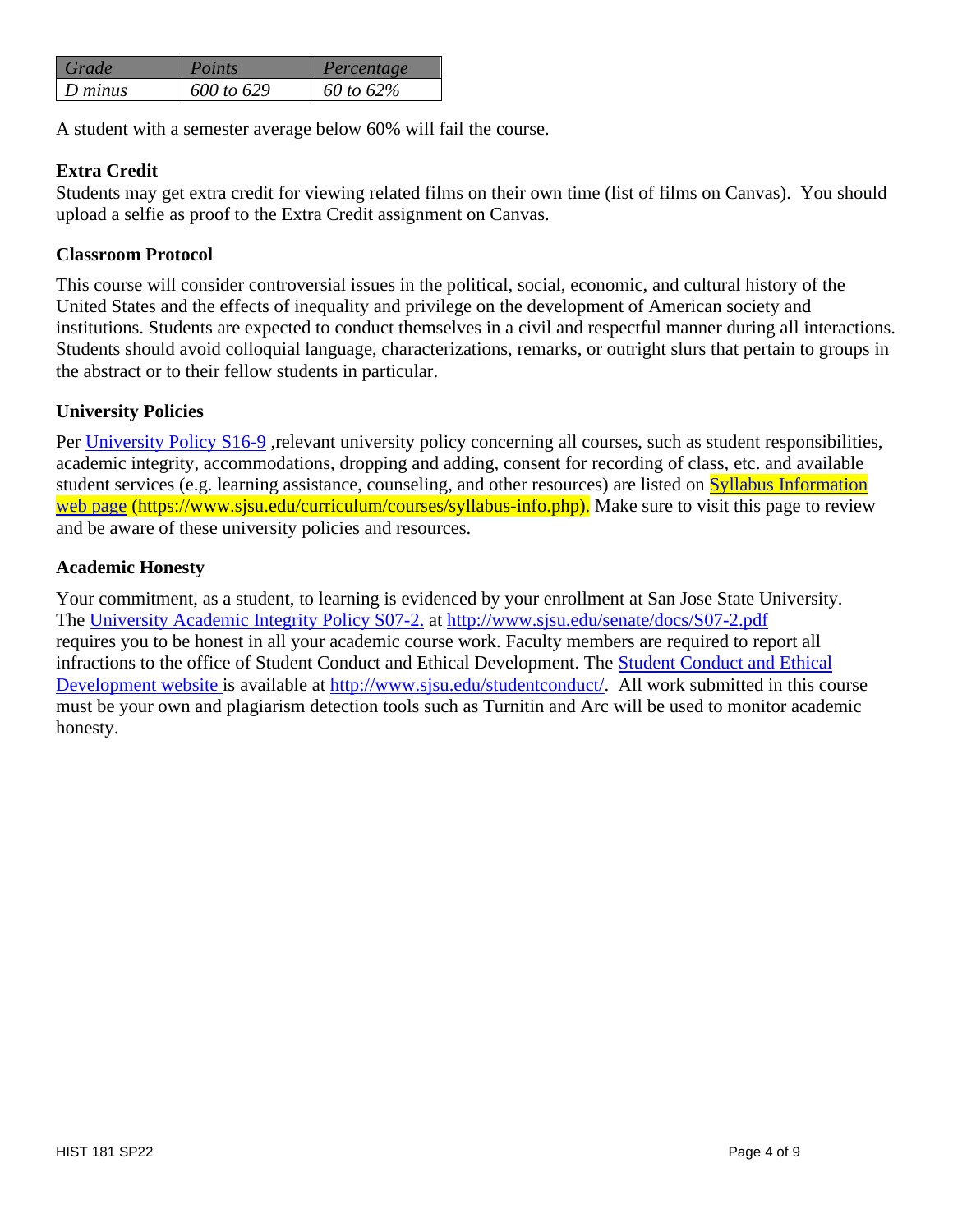| *Grade* | *Points* | *Percentage* |
| --- | --- | --- |
| *D minus* | *600 to 629* | *60 to 62%* |

A student with a semester average below 60% will fail the course.

### Extra Credit

Students may get extra credit for viewing related films on their own time (list of films on Canvas). You should upload a selfie as proof to the Extra Credit assignment on Canvas.

### Classroom Protocol

This course will consider controversial issues in the political, social, economic, and cultural history of the United States and the effects of inequality and privilege on the development of American society and institutions. Students are expected to conduct themselves in a civil and respectful manner during all interactions. Students should avoid colloquial language, characterizations, remarks, or outright slurs that pertain to groups in the abstract or to their fellow students in particular.

### University Policies

Per University Policy S16-9 ,relevant university policy concerning all courses, such as student responsibilities, academic integrity, accommodations, dropping and adding, consent for recording of class, etc. and available student services (e.g. learning assistance, counseling, and other resources) are listed on Syllabus Information web page (https://www.sjsu.edu/curriculum/courses/syllabus-info.php). Make sure to visit this page to review and be aware of these university policies and resources.

### Academic Honesty

Your commitment, as a student, to learning is evidenced by your enrollment at San Jose State University. The University Academic Integrity Policy S07-2. at http://www.sjsu.edu/senate/docs/S07-2.pdf requires you to be honest in all your academic course work. Faculty members are required to report all infractions to the office of Student Conduct and Ethical Development. The Student Conduct and Ethical Development website is available at http://www.sjsu.edu/studentconduct/. All work submitted in this course must be your own and plagiarism detection tools such as Turnitin and Arc will be used to monitor academic honesty.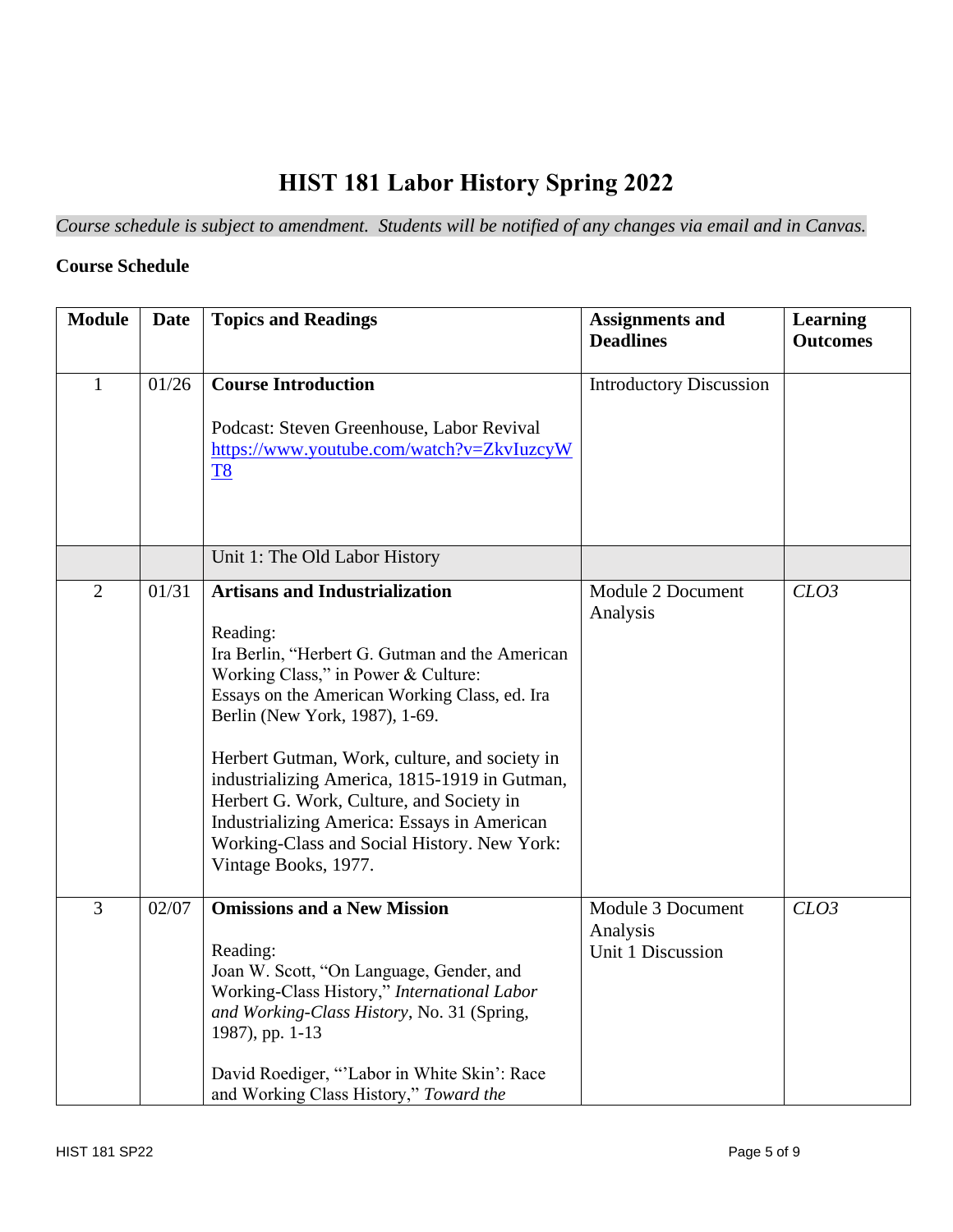# HIST 181 Labor History Spring 2022

*Course schedule is subject to amendment. Students will be notified of any changes via email and in Canvas.*

**Course Schedule**

| Module | Date | Topics and Readings | Assignments and Deadlines | Learning Outcomes |
|---|---|---|---|---|
| 1 | 01/26 | **Course Introduction**<br><br>Podcast: Steven Greenhouse, Labor Revival https://www.youtube.com/watch?v=ZkvIuzcyWT8 | Introductory Discussion | |
| | | Unit 1: The Old Labor History | | |
| 2 | 01/31 | **Artisans and Industrialization**<br><br>Reading:<br>Ira Berlin, "Herbert G. Gutman and the American Working Class," in Power & Culture: Essays on the American Working Class, ed. Ira Berlin (New York, 1987), 1-69.<br><br>Herbert Gutman, Work, culture, and society in industrializing America, 1815-1919 in Gutman, Herbert G. Work, Culture, and Society in Industrializing America: Essays in American Working-Class and Social History. New York: Vintage Books, 1977. | Module 2 Document Analysis | *CLO3* |
| 3 | 02/07 | **Omissions and a New Mission**<br><br>Reading:<br>Joan W. Scott, "On Language, Gender, and Working-Class History," *International Labor and Working-Class History*, No. 31 (Spring, 1987), pp. 1-13<br><br>David Roediger, "'Labor in White Skin': Race and Working Class History," *Toward the* | Module 3 Document Analysis<br>Unit 1 Discussion | *CLO3* |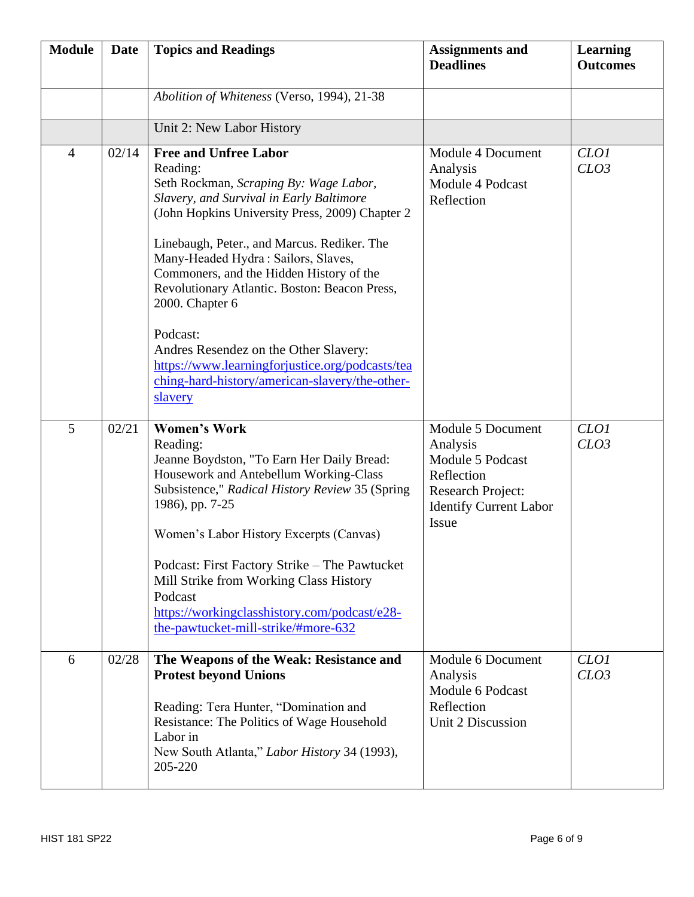| Module | Date | Topics and Readings | Assignments and Deadlines | Learning Outcomes |
|---|---|---|---|---|
| | | *Abolition of Whiteness* (Verso, 1994), 21-38 | | |
| | | Unit 2: New Labor History | | |
| 4 | 02/14 | **Free and Unfree Labor**<br>Reading:<br>Seth Rockman, *Scraping By: Wage Labor, Slavery, and Survival in Early Baltimore* (John Hopkins University Press, 2009) Chapter 2<br><br>Linebaugh, Peter., and Marcus. Rediker. The Many-Headed Hydra : Sailors, Slaves, Commoners, and the Hidden History of the Revolutionary Atlantic. Boston: Beacon Press, 2000. Chapter 6<br><br>Podcast:<br>Andres Resendez on the Other Slavery: [https://www.learningforjustice.org/podcasts/teaching-hard-history/american-slavery/the-other-slavery](https://www.learningforjustice.org/podcasts/teaching-hard-history/american-slavery/the-other-slavery) | Module 4 Document Analysis<br>Module 4 Podcast Reflection | *CLO1*<br>*CLO3* |
| 5 | 02/21 | **Women's Work**<br>Reading:<br>Jeanne Boydston, "To Earn Her Daily Bread: Housework and Antebellum Working-Class Subsistence," *Radical History Review* 35 (Spring 1986), pp. 7-25<br><br>Women's Labor History Excerpts (Canvas)<br><br>Podcast: First Factory Strike – The Pawtucket Mill Strike from Working Class History Podcast<br>[https://workingclasshistory.com/podcast/e28-the-pawtucket-mill-strike/#more-632](https://workingclasshistory.com/podcast/e28-the-pawtucket-mill-strike/#more-632) | Module 5 Document Analysis<br>Module 5 Podcast Reflection<br>Research Project: Identify Current Labor Issue | *CLO1*<br>*CLO3* |
| 6 | 02/28 | **The Weapons of the Weak: Resistance and Protest beyond Unions**<br><br>Reading: Tera Hunter, "Domination and Resistance: The Politics of Wage Household Labor in New South Atlanta," *Labor History* 34 (1993), 205-220 | Module 6 Document Analysis<br>Module 6 Podcast Reflection<br>Unit 2 Discussion | *CLO1*<br>*CLO3* |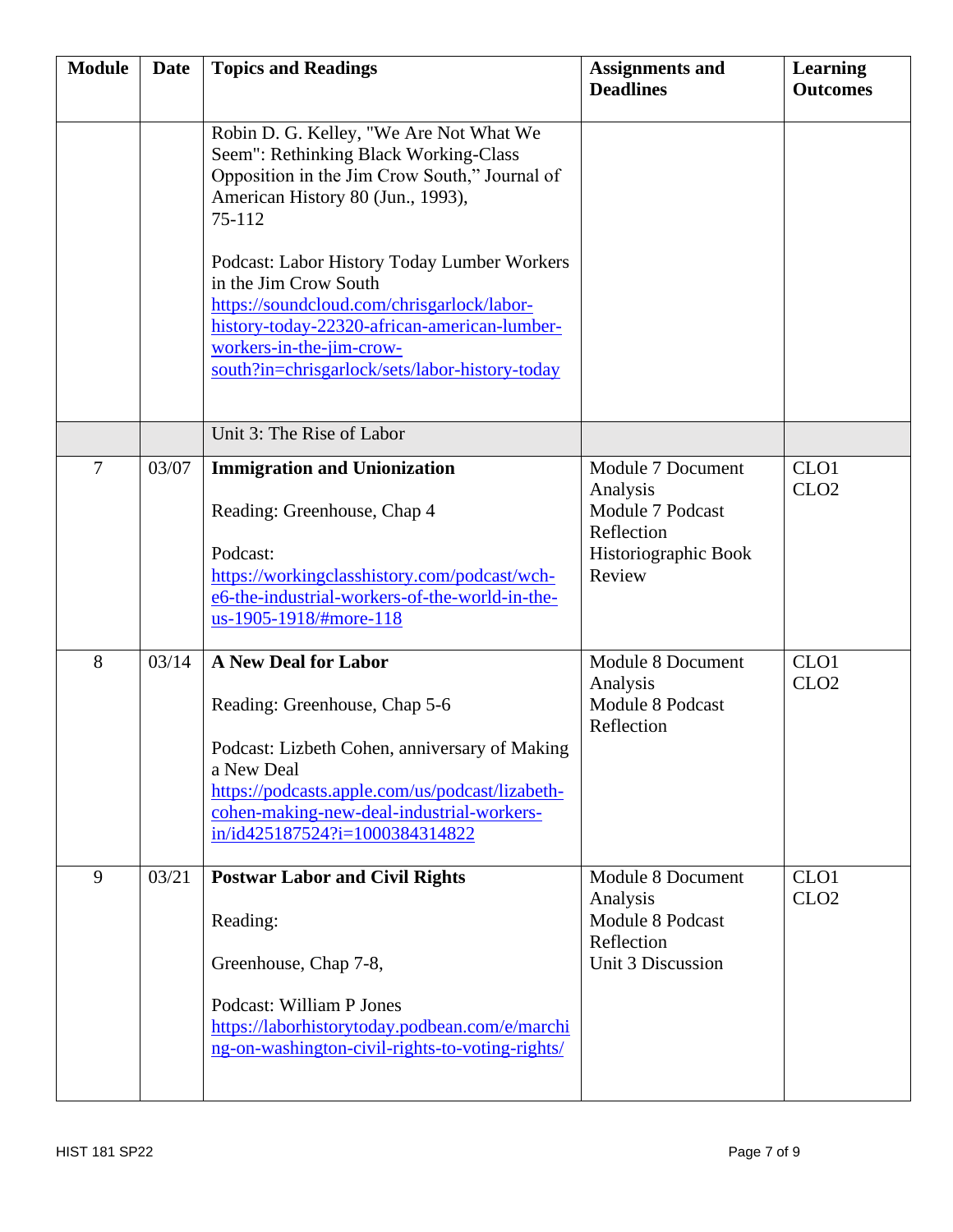| Module | Date | Topics and Readings | Assignments and Deadlines | Learning Outcomes |
|---|---|---|---|---|
| | | Robin D. G. Kelley, "We Are Not What We Seem": Rethinking Black Working-Class Opposition in the Jim Crow South," Journal of American History 80 (Jun., 1993), 75-112<br><br>Podcast: Labor History Today Lumber Workers in the Jim Crow South [https://soundcloud.com/chrisgarlock/labor-history-today-22320-african-american-lumber-workers-in-the-jim-crow-south?in=chrisgarlock/sets/labor-history-today](https://soundcloud.com/chrisgarlock/labor-history-today-22320-african-american-lumber-workers-in-the-jim-crow-south?in=chrisgarlock/sets/labor-history-today) | | |
| | | Unit 3: The Rise of Labor | | |
| 7 | 03/07 | **Immigration and Unionization**<br><br>Reading: Greenhouse, Chap 4<br><br>Podcast: [https://workingclasshistory.com/podcast/wch-e6-the-industrial-workers-of-the-world-in-the-us-1905-1918/#more-118](https://workingclasshistory.com/podcast/wch-e6-the-industrial-workers-of-the-world-in-the-us-1905-1918/#more-118) | Module 7 Document Analysis<br>Module 7 Podcast Reflection<br>Historiographic Book Review | CLO1<br>CLO2 |
| 8 | 03/14 | **A New Deal for Labor**<br><br>Reading: Greenhouse, Chap 5-6<br><br>Podcast: Lizbeth Cohen, anniversary of Making a New Deal [https://podcasts.apple.com/us/podcast/lizabeth-cohen-making-new-deal-industrial-workers-in/id425187524?i=1000384314822](https://podcasts.apple.com/us/podcast/lizabeth-cohen-making-new-deal-industrial-workers-in/id425187524?i=1000384314822) | Module 8 Document Analysis<br>Module 8 Podcast Reflection | CLO1<br>CLO2 |
| 9 | 03/21 | **Postwar Labor and Civil Rights**<br><br>Reading:<br><br>Greenhouse, Chap 7-8,<br><br>Podcast: William P Jones [https://laborhistorytoday.podbean.com/e/marching-on-washington-civil-rights-to-voting-rights/](https://laborhistorytoday.podbean.com/e/marching-on-washington-civil-rights-to-voting-rights/) | Module 8 Document Analysis<br>Module 8 Podcast Reflection<br>Unit 3 Discussion | CLO1<br>CLO2 |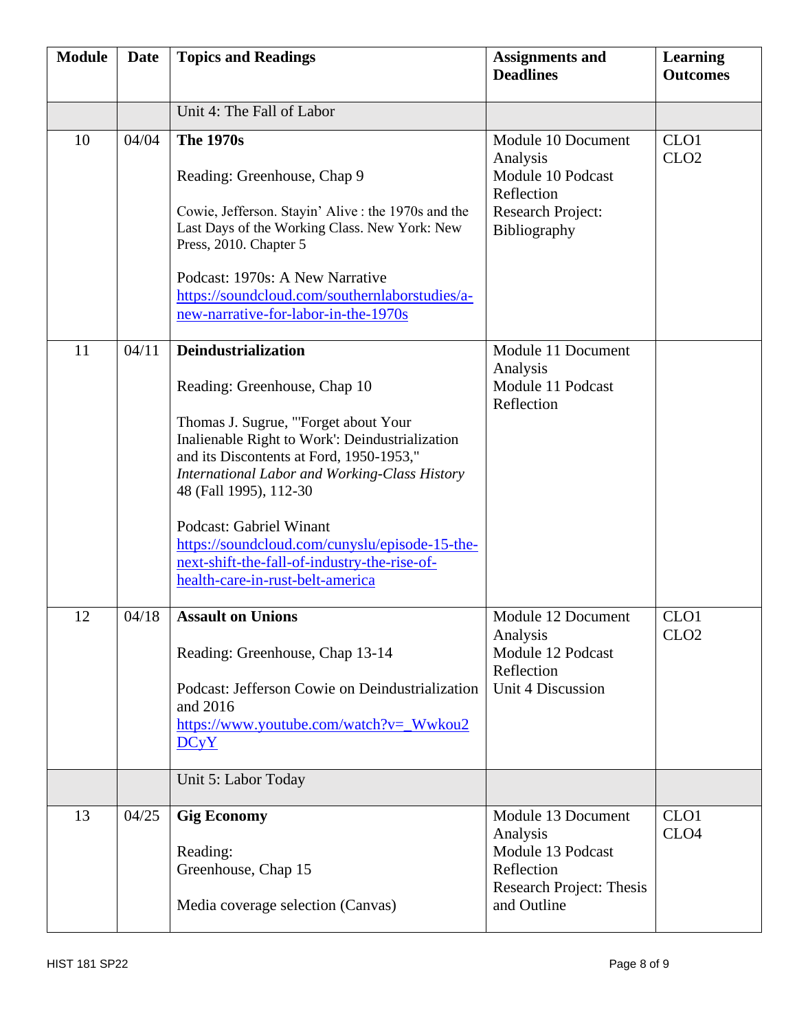| Module | Date | Topics and Readings | Assignments and Deadlines | Learning Outcomes |
|---|---|---|---|---|
| | | Unit 4: The Fall of Labor | | |
| 10 | 04/04 | **The 1970s**<br><br>Reading: Greenhouse, Chap 9<br><br>Cowie, Jefferson. Stayin' Alive : the 1970s and the Last Days of the Working Class. New York: New Press, 2010. Chapter 5<br><br>Podcast: 1970s: A New Narrative https://soundcloud.com/southernlaborstudies/a-new-narrative-for-labor-in-the-1970s | Module 10 Document Analysis<br>Module 10 Podcast Reflection<br>Research Project: Bibliography | CLO1<br>CLO2 |
| 11 | 04/11 | **Deindustrialization**<br><br>Reading: Greenhouse, Chap 10<br><br>Thomas J. Sugrue, "'Forget about Your Inalienable Right to Work': Deindustrialization and its Discontents at Ford, 1950-1953," *International Labor and Working-Class History* 48 (Fall 1995), 112-30<br><br>Podcast: Gabriel Winant https://soundcloud.com/cunyslu/episode-15-the-next-shift-the-fall-of-industry-the-rise-of-health-care-in-rust-belt-america | Module 11 Document Analysis<br>Module 11 Podcast Reflection | |
| 12 | 04/18 | **Assault on Unions**<br><br>Reading: Greenhouse, Chap 13-14<br><br>Podcast: Jefferson Cowie on Deindustrialization and 2016 https://www.youtube.com/watch?v=_Wwkou2DCyY | Module 12 Document Analysis<br>Module 12 Podcast Reflection<br>Unit 4 Discussion | CLO1<br>CLO2 |
| | | Unit 5: Labor Today | | |
| 13 | 04/25 | **Gig Economy**<br><br>Reading:<br>Greenhouse, Chap 15<br><br>Media coverage selection (Canvas) | Module 13 Document Analysis<br>Module 13 Podcast Reflection<br>Research Project: Thesis and Outline | CLO1<br>CLO4 |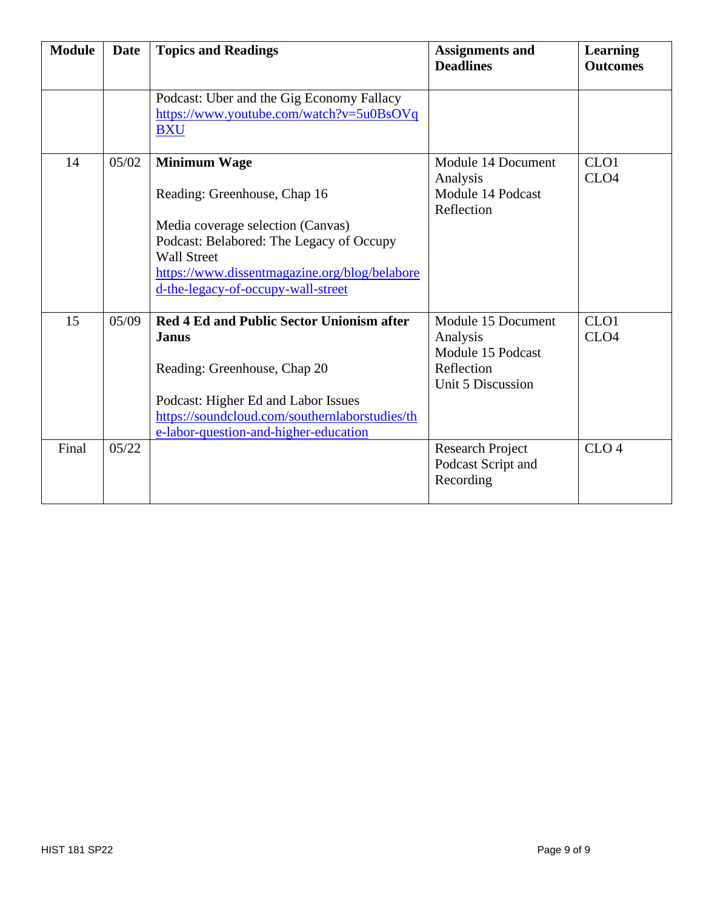| Module | Date | Topics and Readings | Assignments and Deadlines | Learning Outcomes |
|---|---|---|---|---|
| | | Podcast: Uber and the Gig Economy Fallacy https://www.youtube.com/watch?v=5u0BsOVqBXU | | |
| 14 | 05/02 | **Minimum Wage**<br><br>Reading: Greenhouse, Chap 16<br><br>Media coverage selection (Canvas)<br>Podcast: Belabored: The Legacy of Occupy Wall Street https://www.dissentmagazine.org/blog/belabored-the-legacy-of-occupy-wall-street | Module 14 Document Analysis<br>Module 14 Podcast Reflection | CLO1<br>CLO4 |
| 15 | 05/09 | **Red 4 Ed and Public Sector Unionism after Janus**<br><br>Reading: Greenhouse, Chap 20<br><br>Podcast: Higher Ed and Labor Issues https://soundcloud.com/southernlaborstudies/the-labor-question-and-higher-education | Module 15 Document Analysis<br>Module 15 Podcast Reflection<br>Unit 5 Discussion | CLO1<br>CLO4 |
| Final | 05/22 | | Research Project Podcast Script and Recording | CLO 4 |